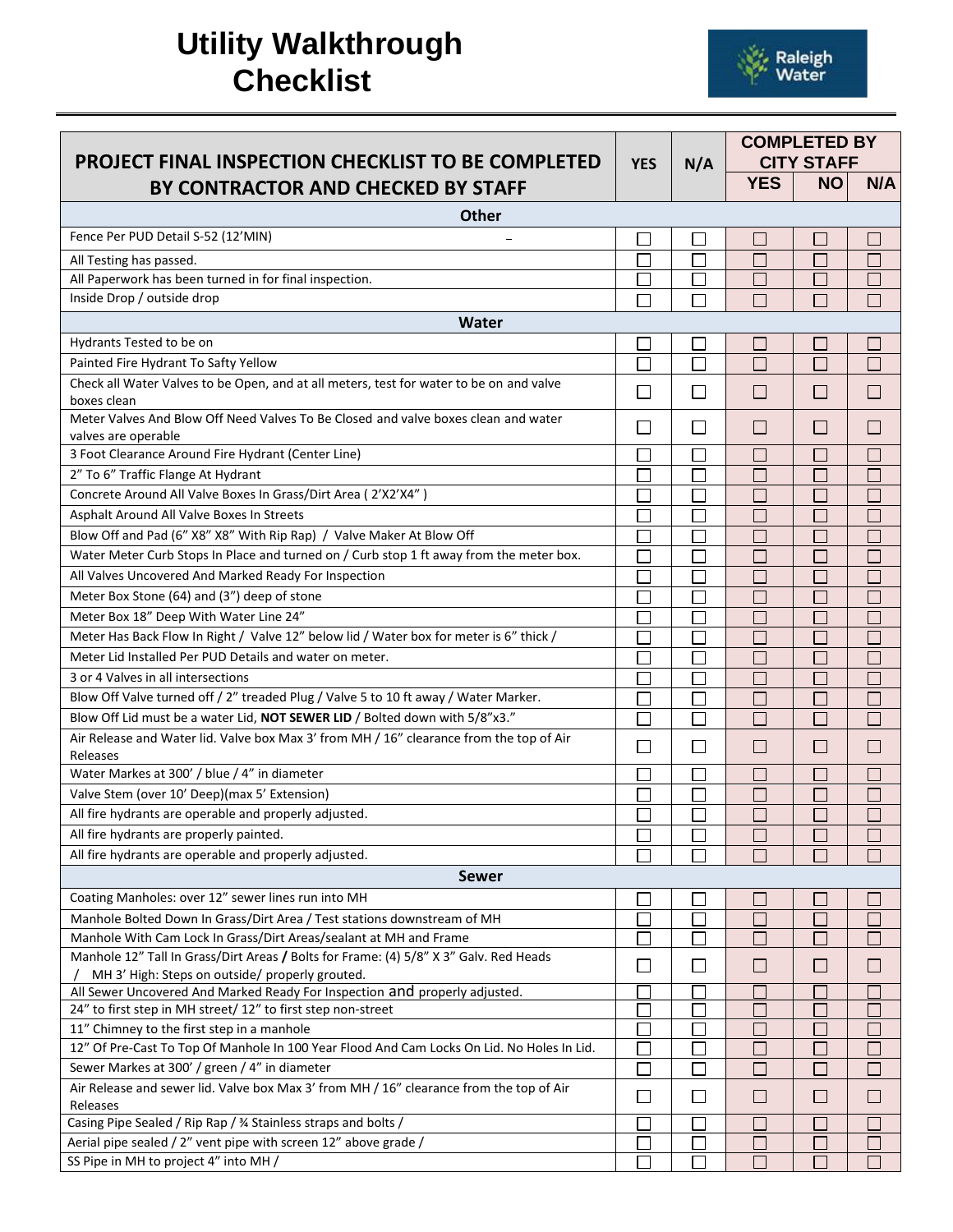# Utility Walkthrough Checklist

Raleigh Water

| PROJECT FINAL INSPECTION CHECKLIST TO BE COMPLETED BY CONTRACTOR AND CHECKED BY STAFF | YES | N/A | COMPLETED BY CITY STAFF | | |
|---|---|---|---|---|---|
| | | | YES | NO | N/A |
| **Other** | | | | | |
| Fence Per PUD Detail S-52 (12'MIN) | ☐ | ☐ | ☐ | ☐ | ☐ |
| All Testing has passed. | ☐ | ☐ | ☐ | ☐ | ☐ |
| All Paperwork has been turned in for final inspection. | ☐ | ☐ | ☐ | ☐ | ☐ |
| Inside Drop / outside drop | ☐ | ☐ | ☐ | ☐ | ☐ |
| **Water** | | | | | |
| Hydrants Tested to be on | ☐ | ☐ | ☐ | ☐ | ☐ |
| Painted Fire Hydrant To Safty Yellow | ☐ | ☐ | ☐ | ☐ | ☐ |
| Check all Water Valves to be Open, and at all meters, test for water to be on and valve boxes clean | ☐ | ☐ | ☐ | ☐ | ☐ |
| Meter Valves And Blow Off Need Valves To Be Closed and valve boxes clean and water valves are operable | ☐ | ☐ | ☐ | ☐ | ☐ |
| 3 Foot Clearance Around Fire Hydrant (Center Line) | ☐ | ☐ | ☐ | ☐ | ☐ |
| 2" To 6" Traffic Flange At Hydrant | ☐ | ☐ | ☐ | ☐ | ☐ |
| Concrete Around All Valve Boxes In Grass/Dirt Area ( 2'X2'X4" ) | ☐ | ☐ | ☐ | ☐ | ☐ |
| Asphalt Around All Valve Boxes In Streets | ☐ | ☐ | ☐ | ☐ | ☐ |
| Blow Off and Pad (6" X8" X8" With Rip Rap) / Valve Maker At Blow Off | ☐ | ☐ | ☐ | ☐ | ☐ |
| Water Meter Curb Stops In Place and turned on / Curb stop 1 ft away from the meter box. | ☐ | ☐ | ☐ | ☐ | ☐ |
| All Valves Uncovered And Marked Ready For Inspection | ☐ | ☐ | ☐ | ☐ | ☐ |
| Meter Box Stone (64) and (3") deep of stone | ☐ | ☐ | ☐ | ☐ | ☐ |
| Meter Box 18" Deep With Water Line 24" | ☐ | ☐ | ☐ | ☐ | ☐ |
| Meter Has Back Flow In Right / Valve 12" below lid / Water box for meter is 6" thick / | ☐ | ☐ | ☐ | ☐ | ☐ |
| Meter Lid Installed Per PUD Details and water on meter. | ☐ | ☐ | ☐ | ☐ | ☐ |
| 3 or 4 Valves in all intersections | ☐ | ☐ | ☐ | ☐ | ☐ |
| Blow Off Valve turned off / 2" treaded Plug / Valve 5 to 10 ft away / Water Marker. | ☐ | ☐ | ☐ | ☐ | ☐ |
| Blow Off Lid must be a water Lid, **NOT SEWER LID** / Bolted down with 5/8"x3." | ☐ | ☐ | ☐ | ☐ | ☐ |
| Air Release and Water lid. Valve box Max 3' from MH / 16" clearance from the top of Air Releases | ☐ | ☐ | ☐ | ☐ | ☐ |
| Water Markes at 300' / blue / 4" in diameter | ☐ | ☐ | ☐ | ☐ | ☐ |
| Valve Stem (over 10' Deep)(max 5' Extension) | ☐ | ☐ | ☐ | ☐ | ☐ |
| All fire hydrants are operable and properly adjusted. | ☐ | ☐ | ☐ | ☐ | ☐ |
| All fire hydrants are properly painted. | ☐ | ☐ | ☐ | ☐ | ☐ |
| All fire hydrants are operable and properly adjusted. | ☐ | ☐ | ☐ | ☐ | ☐ |
| **Sewer** | | | | | |
| Coating Manholes: over 12" sewer lines run into MH | ☐ | ☐ | ☐ | ☐ | ☐ |
| Manhole Bolted Down In Grass/Dirt Area / Test stations downstream of MH | ☐ | ☐ | ☐ | ☐ | ☐ |
| Manhole With Cam Lock In Grass/Dirt Areas/sealant at MH and Frame | ☐ | ☐ | ☐ | ☐ | ☐ |
| Manhole 12" Tall In Grass/Dirt Areas **/** Bolts for Frame: (4) 5/8" X 3" Galv. Red Heads / MH 3' High: Steps on outside/ properly grouted. | ☐ | ☐ | ☐ | ☐ | ☐ |
| All Sewer Uncovered And Marked Ready For Inspection and properly adjusted. | ☐ | ☐ | ☐ | ☐ | ☐ |
| 24" to first step in MH street/ 12" to first step non-street | ☐ | ☐ | ☐ | ☐ | ☐ |
| 11" Chimney to the first step in a manhole | ☐ | ☐ | ☐ | ☐ | ☐ |
| 12" Of Pre-Cast To Top Of Manhole In 100 Year Flood And Cam Locks On Lid. No Holes In Lid. | ☐ | ☐ | ☐ | ☐ | ☐ |
| Sewer Markes at 300' / green / 4" in diameter | ☐ | ☐ | ☐ | ☐ | ☐ |
| Air Release and sewer lid. Valve box Max 3' from MH / 16" clearance from the top of Air Releases | ☐ | ☐ | ☐ | ☐ | ☐ |
| Casing Pipe Sealed / Rip Rap / ¾ Stainless straps and bolts / | ☐ | ☐ | ☐ | ☐ | ☐ |
| Aerial pipe sealed / 2" vent pipe with screen 12" above grade / | ☐ | ☐ | ☐ | ☐ | ☐ |
| SS Pipe in MH to project 4" into MH / | ☐ | ☐ | ☐ | ☐ | ☐ |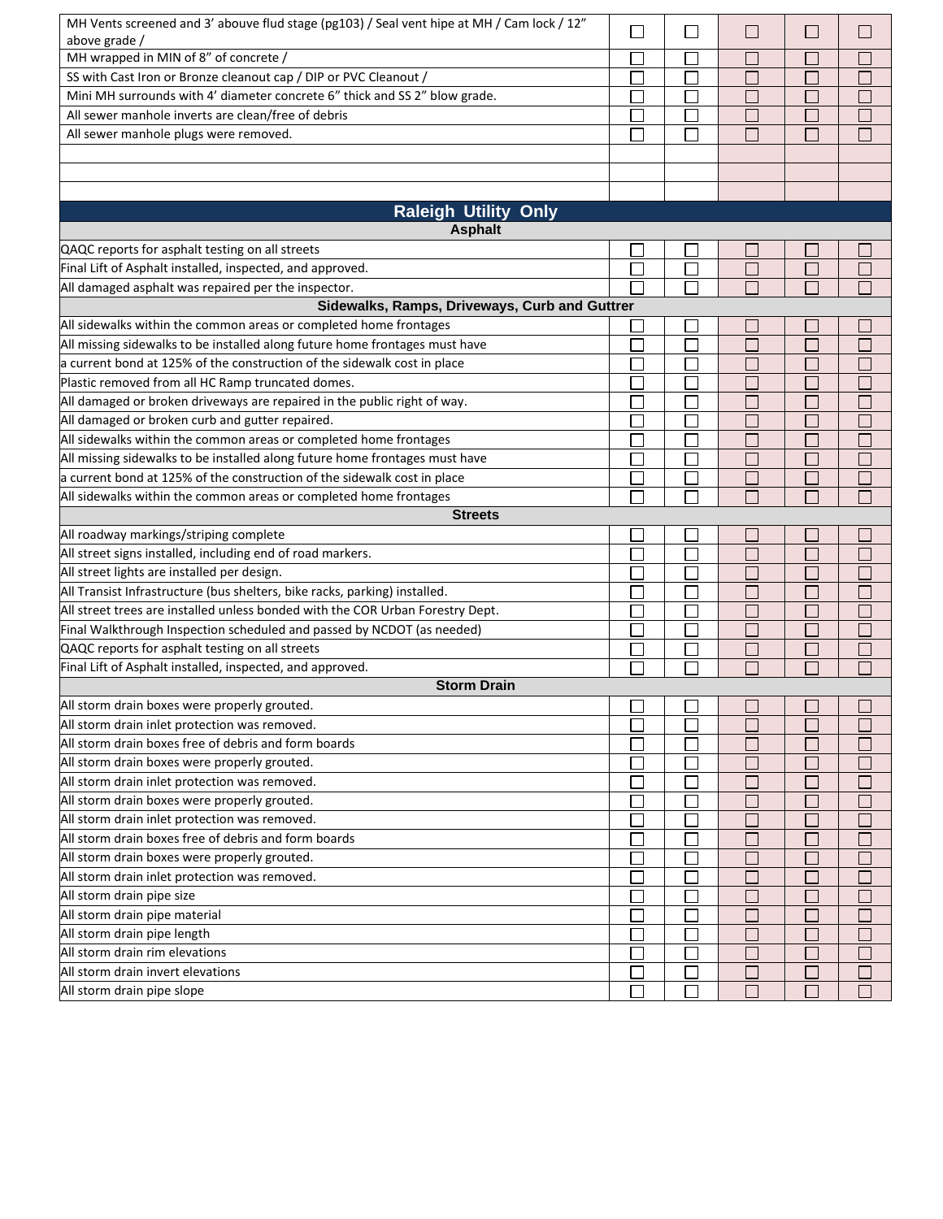| | | | | | |
|---|---|---|---|---|---|
| MH Vents screened and 3' abouve flud stage (pg103) / Seal vent hipe at MH / Cam lock / 12" above grade / | ☐ | ☐ | ☐ | ☐ | ☐ |
| MH wrapped in MIN of 8" of concrete / | ☐ | ☐ | ☐ | ☐ | ☐ |
| SS with Cast Iron or Bronze cleanout cap / DIP or PVC Cleanout / | ☐ | ☐ | ☐ | ☐ | ☐ |
| Mini MH surrounds with 4' diameter concrete 6" thick and SS 2" blow grade. | ☐ | ☐ | ☐ | ☐ | ☐ |
| All sewer manhole inverts are clean/free of debris | ☐ | ☐ | ☐ | ☐ | ☐ |
| All sewer manhole plugs were removed. | ☐ | ☐ | ☐ | ☐ | ☐ |
| | | | | | |
| | | | | | |
| | | | | | |

## Raleigh Utility Only

| | | | | | |
|---|---|---|---|---|---|
| **Asphalt** | | | | | |
| QAQC reports for asphalt testing on all streets | ☐ | ☐ | ☐ | ☐ | ☐ |
| Final Lift of Asphalt installed, inspected, and approved. | ☐ | ☐ | ☐ | ☐ | ☐ |
| All damaged asphalt was repaired per the inspector. | ☐ | ☐ | ☐ | ☐ | ☐ |
| **Sidewalks, Ramps, Driveways, Curb and Guttrer** | | | | | |
| All sidewalks within the common areas or completed home frontages | ☐ | ☐ | ☐ | ☐ | ☐ |
| All missing sidewalks to be installed along future home frontages must have | ☐ | ☐ | ☐ | ☐ | ☐ |
| a current bond at 125% of the construction of the sidewalk cost in place | ☐ | ☐ | ☐ | ☐ | ☐ |
| Plastic removed from all HC Ramp truncated domes. | ☐ | ☐ | ☐ | ☐ | ☐ |
| All damaged or broken driveways are repaired in the public right of way. | ☐ | ☐ | ☐ | ☐ | ☐ |
| All damaged or broken curb and gutter repaired. | ☐ | ☐ | ☐ | ☐ | ☐ |
| All sidewalks within the common areas or completed home frontages | ☐ | ☐ | ☐ | ☐ | ☐ |
| All missing sidewalks to be installed along future home frontages must have | ☐ | ☐ | ☐ | ☐ | ☐ |
| a current bond at 125% of the construction of the sidewalk cost in place | ☐ | ☐ | ☐ | ☐ | ☐ |
| All sidewalks within the common areas or completed home frontages | ☐ | ☐ | ☐ | ☐ | ☐ |
| **Streets** | | | | | |
| All roadway markings/striping complete | ☐ | ☐ | ☐ | ☐ | ☐ |
| All street signs installed, including end of road markers. | ☐ | ☐ | ☐ | ☐ | ☐ |
| All street lights are installed per design. | ☐ | ☐ | ☐ | ☐ | ☐ |
| All Transist Infrastructure (bus shelters, bike racks, parking) installed. | ☐ | ☐ | ☐ | ☐ | ☐ |
| All street trees are installed unless bonded with the COR Urban Forestry Dept. | ☐ | ☐ | ☐ | ☐ | ☐ |
| Final Walkthrough Inspection scheduled and passed by NCDOT (as needed) | ☐ | ☐ | ☐ | ☐ | ☐ |
| QAQC reports for asphalt testing on all streets | ☐ | ☐ | ☐ | ☐ | ☐ |
| Final Lift of Asphalt installed, inspected, and approved. | ☐ | ☐ | ☐ | ☐ | ☐ |
| **Storm Drain** | | | | | |
| All storm drain boxes were properly grouted. | ☐ | ☐ | ☐ | ☐ | ☐ |
| All storm drain inlet protection was removed. | ☐ | ☐ | ☐ | ☐ | ☐ |
| All storm drain boxes free of debris and form boards | ☐ | ☐ | ☐ | ☐ | ☐ |
| All storm drain boxes were properly grouted. | ☐ | ☐ | ☐ | ☐ | ☐ |
| All storm drain inlet protection was removed. | ☐ | ☐ | ☐ | ☐ | ☐ |
| All storm drain boxes were properly grouted. | ☐ | ☐ | ☐ | ☐ | ☐ |
| All storm drain inlet protection was removed. | ☐ | ☐ | ☐ | ☐ | ☐ |
| All storm drain boxes free of debris and form boards | ☐ | ☐ | ☐ | ☐ | ☐ |
| All storm drain boxes were properly grouted. | ☐ | ☐ | ☐ | ☐ | ☐ |
| All storm drain inlet protection was removed. | ☐ | ☐ | ☐ | ☐ | ☐ |
| All storm drain pipe size | ☐ | ☐ | ☐ | ☐ | ☐ |
| All storm drain pipe material | ☐ | ☐ | ☐ | ☐ | ☐ |
| All storm drain pipe length | ☐ | ☐ | ☐ | ☐ | ☐ |
| All storm drain rim elevations | ☐ | ☐ | ☐ | ☐ | ☐ |
| All storm drain invert elevations | ☐ | ☐ | ☐ | ☐ | ☐ |
| All storm drain pipe slope | ☐ | ☐ | ☐ | ☐ | ☐ |